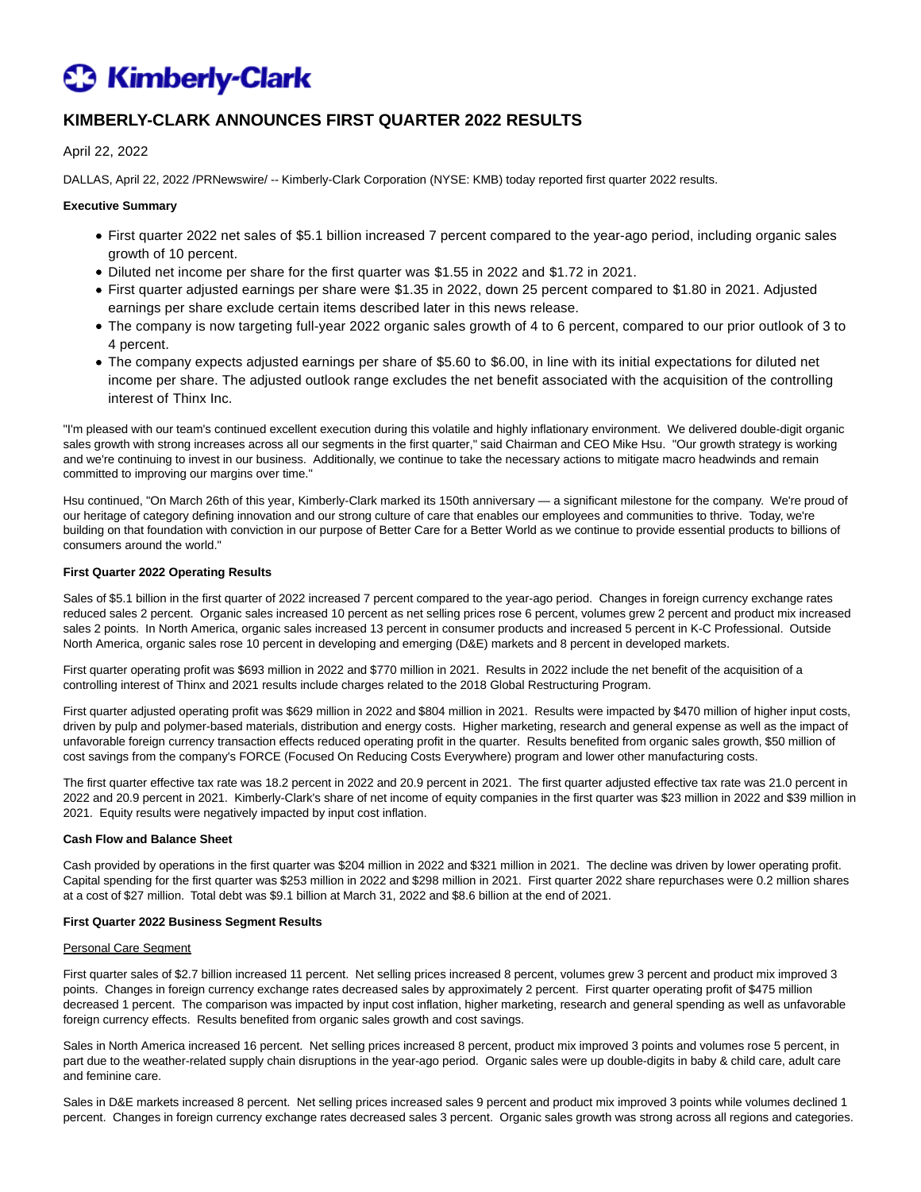# KIMBERLY-CLARK ANNOUNCES FIRST QUARTER 2022 RESULTS

April 22, 2022

DALLAS, April 22, 2022 /PRNewswire/ -- Kimberly-Clark Corporation (NYSE: KMB) today reported first quarter 2022 results.

**Executive Summary**

- First quarter 2022 net sales of $5.1 billion increased 7 percent compared to the year-ago period, including organic sales growth of 10 percent.
- Diluted net income per share for the first quarter was $1.55 in 2022 and $1.72 in 2021.
- First quarter adjusted earnings per share were $1.35 in 2022, down 25 percent compared to $1.80 in 2021. Adjusted earnings per share exclude certain items described later in this news release.
- The company is now targeting full-year 2022 organic sales growth of 4 to 6 percent, compared to our prior outlook of 3 to 4 percent.
- The company expects adjusted earnings per share of $5.60 to $6.00, in line with its initial expectations for diluted net income per share. The adjusted outlook range excludes the net benefit associated with the acquisition of the controlling interest of Thinx Inc.

"I'm pleased with our team's continued excellent execution during this volatile and highly inflationary environment. We delivered double-digit organic sales growth with strong increases across all our segments in the first quarter," said Chairman and CEO Mike Hsu. "Our growth strategy is working and we're continuing to invest in our business. Additionally, we continue to take the necessary actions to mitigate macro headwinds and remain committed to improving our margins over time."

Hsu continued, "On March 26th of this year, Kimberly-Clark marked its 150th anniversary — a significant milestone for the company. We're proud of our heritage of category defining innovation and our strong culture of care that enables our employees and communities to thrive. Today, we're building on that foundation with conviction in our purpose of Better Care for a Better World as we continue to provide essential products to billions of consumers around the world."

**First Quarter 2022 Operating Results**

Sales of $5.1 billion in the first quarter of 2022 increased 7 percent compared to the year-ago period. Changes in foreign currency exchange rates reduced sales 2 percent. Organic sales increased 10 percent as net selling prices rose 6 percent, volumes grew 2 percent and product mix increased sales 2 points. In North America, organic sales increased 13 percent in consumer products and increased 5 percent in K-C Professional. Outside North America, organic sales rose 10 percent in developing and emerging (D&E) markets and 8 percent in developed markets.

First quarter operating profit was $693 million in 2022 and $770 million in 2021. Results in 2022 include the net benefit of the acquisition of a controlling interest of Thinx and 2021 results include charges related to the 2018 Global Restructuring Program.

First quarter adjusted operating profit was $629 million in 2022 and $804 million in 2021. Results were impacted by $470 million of higher input costs, driven by pulp and polymer-based materials, distribution and energy costs. Higher marketing, research and general expense as well as the impact of unfavorable foreign currency transaction effects reduced operating profit in the quarter. Results benefited from organic sales growth, $50 million of cost savings from the company's FORCE (Focused On Reducing Costs Everywhere) program and lower other manufacturing costs.

The first quarter effective tax rate was 18.2 percent in 2022 and 20.9 percent in 2021. The first quarter adjusted effective tax rate was 21.0 percent in 2022 and 20.9 percent in 2021. Kimberly-Clark's share of net income of equity companies in the first quarter was $23 million in 2022 and $39 million in 2021. Equity results were negatively impacted by input cost inflation.

**Cash Flow and Balance Sheet**

Cash provided by operations in the first quarter was $204 million in 2022 and $321 million in 2021. The decline was driven by lower operating profit. Capital spending for the first quarter was $253 million in 2022 and $298 million in 2021. First quarter 2022 share repurchases were 0.2 million shares at a cost of $27 million. Total debt was $9.1 billion at March 31, 2022 and $8.6 billion at the end of 2021.

**First Quarter 2022 Business Segment Results**

Personal Care Segment

First quarter sales of $2.7 billion increased 11 percent. Net selling prices increased 8 percent, volumes grew 3 percent and product mix improved 3 points. Changes in foreign currency exchange rates decreased sales by approximately 2 percent. First quarter operating profit of $475 million decreased 1 percent. The comparison was impacted by input cost inflation, higher marketing, research and general spending as well as unfavorable foreign currency effects. Results benefited from organic sales growth and cost savings.

Sales in North America increased 16 percent. Net selling prices increased 8 percent, product mix improved 3 points and volumes rose 5 percent, in part due to the weather-related supply chain disruptions in the year-ago period. Organic sales were up double-digits in baby & child care, adult care and feminine care.

Sales in D&E markets increased 8 percent. Net selling prices increased sales 9 percent and product mix improved 3 points while volumes declined 1 percent. Changes in foreign currency exchange rates decreased sales 3 percent. Organic sales growth was strong across all regions and categories.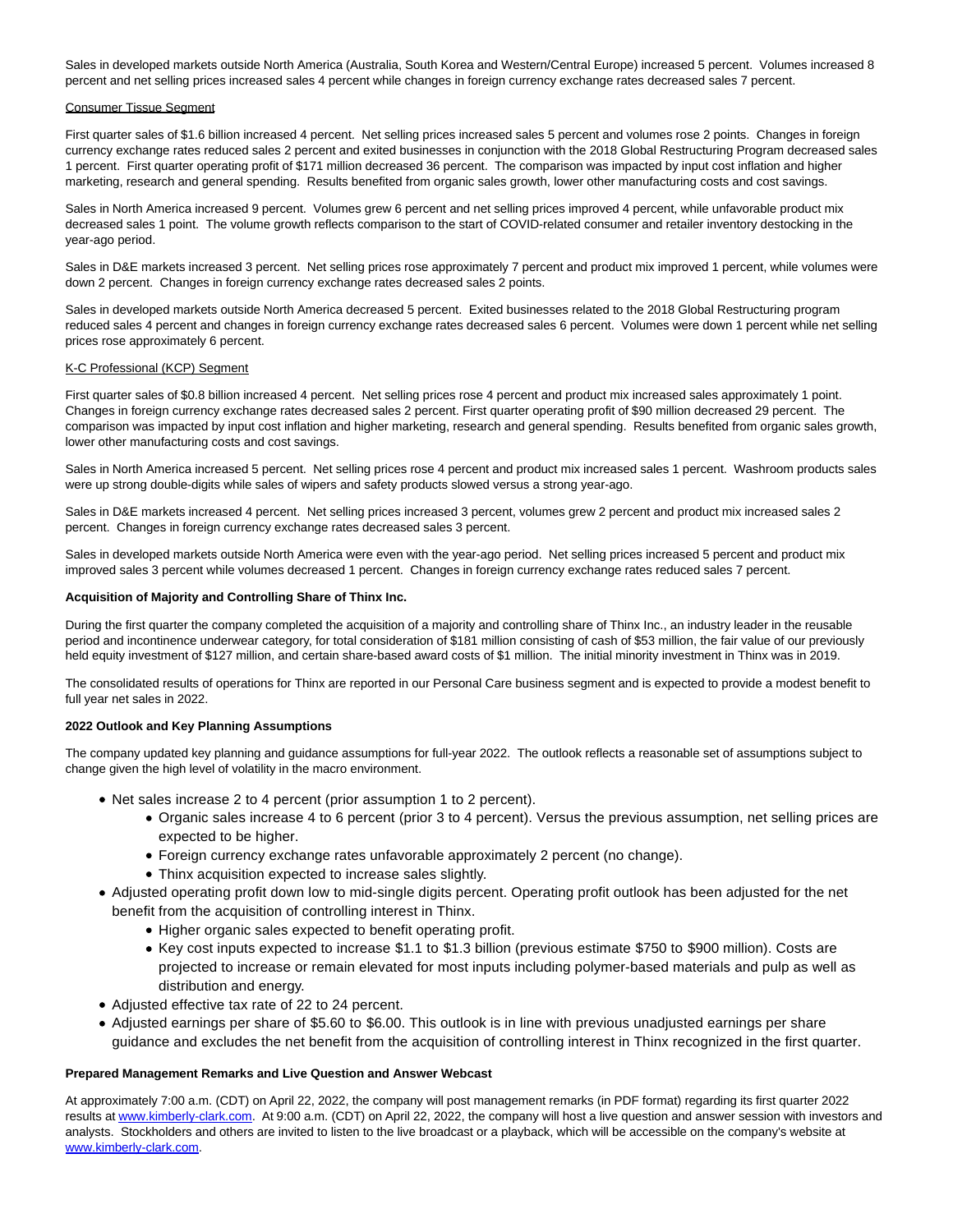Sales in developed markets outside North America (Australia, South Korea and Western/Central Europe) increased 5 percent. Volumes increased 8 percent and net selling prices increased sales 4 percent while changes in foreign currency exchange rates decreased sales 7 percent.

Consumer Tissue Segment

First quarter sales of $1.6 billion increased 4 percent. Net selling prices increased sales 5 percent and volumes rose 2 points. Changes in foreign currency exchange rates reduced sales 2 percent and exited businesses in conjunction with the 2018 Global Restructuring Program decreased sales 1 percent. First quarter operating profit of $171 million decreased 36 percent. The comparison was impacted by input cost inflation and higher marketing, research and general spending. Results benefited from organic sales growth, lower other manufacturing costs and cost savings.

Sales in North America increased 9 percent. Volumes grew 6 percent and net selling prices improved 4 percent, while unfavorable product mix decreased sales 1 point. The volume growth reflects comparison to the start of COVID-related consumer and retailer inventory destocking in the year-ago period.

Sales in D&E markets increased 3 percent. Net selling prices rose approximately 7 percent and product mix improved 1 percent, while volumes were down 2 percent. Changes in foreign currency exchange rates decreased sales 2 points.

Sales in developed markets outside North America decreased 5 percent. Exited businesses related to the 2018 Global Restructuring program reduced sales 4 percent and changes in foreign currency exchange rates decreased sales 6 percent. Volumes were down 1 percent while net selling prices rose approximately 6 percent.

K-C Professional (KCP) Segment

First quarter sales of $0.8 billion increased 4 percent. Net selling prices rose 4 percent and product mix increased sales approximately 1 point. Changes in foreign currency exchange rates decreased sales 2 percent. First quarter operating profit of $90 million decreased 29 percent. The comparison was impacted by input cost inflation and higher marketing, research and general spending. Results benefited from organic sales growth, lower other manufacturing costs and cost savings.

Sales in North America increased 5 percent. Net selling prices rose 4 percent and product mix increased sales 1 percent. Washroom products sales were up strong double-digits while sales of wipers and safety products slowed versus a strong year-ago.

Sales in D&E markets increased 4 percent. Net selling prices increased 3 percent, volumes grew 2 percent and product mix increased sales 2 percent. Changes in foreign currency exchange rates decreased sales 3 percent.

Sales in developed markets outside North America were even with the year-ago period. Net selling prices increased 5 percent and product mix improved sales 3 percent while volumes decreased 1 percent. Changes in foreign currency exchange rates reduced sales 7 percent.

**Acquisition of Majority and Controlling Share of Thinx Inc.**

During the first quarter the company completed the acquisition of a majority and controlling share of Thinx Inc., an industry leader in the reusable period and incontinence underwear category, for total consideration of $181 million consisting of cash of $53 million, the fair value of our previously held equity investment of $127 million, and certain share-based award costs of $1 million. The initial minority investment in Thinx was in 2019.

The consolidated results of operations for Thinx are reported in our Personal Care business segment and is expected to provide a modest benefit to full year net sales in 2022.

**2022 Outlook and Key Planning Assumptions**

The company updated key planning and guidance assumptions for full-year 2022. The outlook reflects a reasonable set of assumptions subject to change given the high level of volatility in the macro environment.

- Net sales increase 2 to 4 percent (prior assumption 1 to 2 percent).
  - Organic sales increase 4 to 6 percent (prior 3 to 4 percent). Versus the previous assumption, net selling prices are expected to be higher.
  - Foreign currency exchange rates unfavorable approximately 2 percent (no change).
  - Thinx acquisition expected to increase sales slightly.
- Adjusted operating profit down low to mid-single digits percent. Operating profit outlook has been adjusted for the net benefit from the acquisition of controlling interest in Thinx.
  - Higher organic sales expected to benefit operating profit.
  - Key cost inputs expected to increase $1.1 to $1.3 billion (previous estimate $750 to $900 million). Costs are projected to increase or remain elevated for most inputs including polymer-based materials and pulp as well as distribution and energy.
- Adjusted effective tax rate of 22 to 24 percent.
- Adjusted earnings per share of $5.60 to $6.00. This outlook is in line with previous unadjusted earnings per share guidance and excludes the net benefit from the acquisition of controlling interest in Thinx recognized in the first quarter.

**Prepared Management Remarks and Live Question and Answer Webcast**

At approximately 7:00 a.m. (CDT) on April 22, 2022, the company will post management remarks (in PDF format) regarding its first quarter 2022 results at www.kimberly-clark.com. At 9:00 a.m. (CDT) on April 22, 2022, the company will host a live question and answer session with investors and analysts. Stockholders and others are invited to listen to the live broadcast or a playback, which will be accessible on the company's website at www.kimberly-clark.com.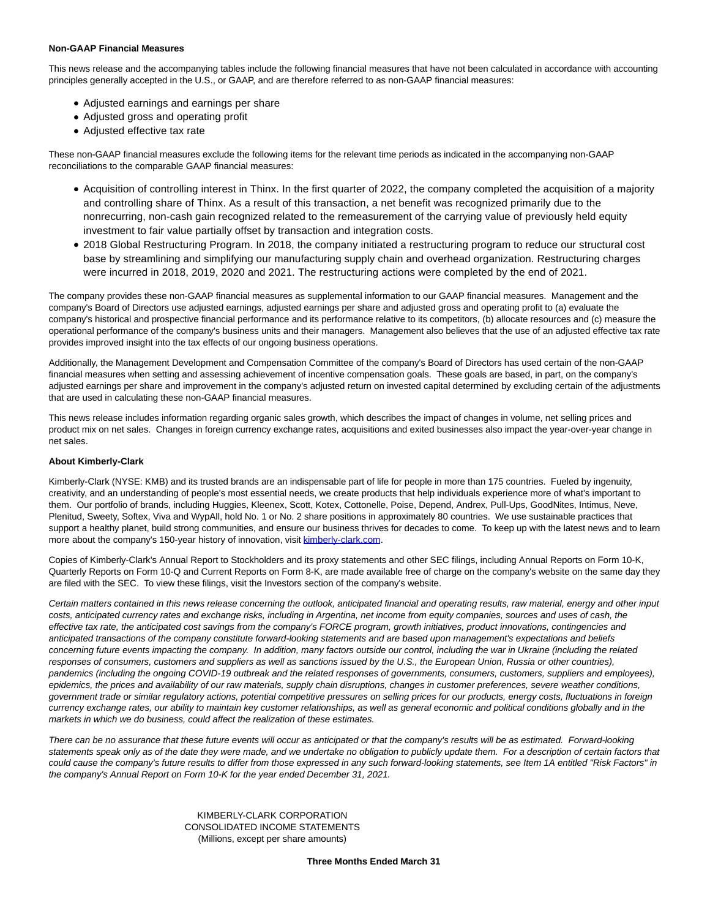**Non-GAAP Financial Measures**

This news release and the accompanying tables include the following financial measures that have not been calculated in accordance with accounting principles generally accepted in the U.S., or GAAP, and are therefore referred to as non-GAAP financial measures:

- Adjusted earnings and earnings per share
- Adjusted gross and operating profit
- Adjusted effective tax rate

These non-GAAP financial measures exclude the following items for the relevant time periods as indicated in the accompanying non-GAAP reconciliations to the comparable GAAP financial measures:

- Acquisition of controlling interest in Thinx. In the first quarter of 2022, the company completed the acquisition of a majority and controlling share of Thinx. As a result of this transaction, a net benefit was recognized primarily due to the nonrecurring, non-cash gain recognized related to the remeasurement of the carrying value of previously held equity investment to fair value partially offset by transaction and integration costs.
- 2018 Global Restructuring Program. In 2018, the company initiated a restructuring program to reduce our structural cost base by streamlining and simplifying our manufacturing supply chain and overhead organization. Restructuring charges were incurred in 2018, 2019, 2020 and 2021. The restructuring actions were completed by the end of 2021.

The company provides these non-GAAP financial measures as supplemental information to our GAAP financial measures. Management and the company's Board of Directors use adjusted earnings, adjusted earnings per share and adjusted gross and operating profit to (a) evaluate the company's historical and prospective financial performance and its performance relative to its competitors, (b) allocate resources and (c) measure the operational performance of the company's business units and their managers. Management also believes that the use of an adjusted effective tax rate provides improved insight into the tax effects of our ongoing business operations.

Additionally, the Management Development and Compensation Committee of the company's Board of Directors has used certain of the non-GAAP financial measures when setting and assessing achievement of incentive compensation goals. These goals are based, in part, on the company's adjusted earnings per share and improvement in the company's adjusted return on invested capital determined by excluding certain of the adjustments that are used in calculating these non-GAAP financial measures.

This news release includes information regarding organic sales growth, which describes the impact of changes in volume, net selling prices and product mix on net sales. Changes in foreign currency exchange rates, acquisitions and exited businesses also impact the year-over-year change in net sales.

**About Kimberly-Clark**

Kimberly-Clark (NYSE: KMB) and its trusted brands are an indispensable part of life for people in more than 175 countries. Fueled by ingenuity, creativity, and an understanding of people's most essential needs, we create products that help individuals experience more of what's important to them. Our portfolio of brands, including Huggies, Kleenex, Scott, Kotex, Cottonelle, Poise, Depend, Andrex, Pull-Ups, GoodNites, Intimus, Neve, Plenitud, Sweety, Softex, Viva and WypAll, hold No. 1 or No. 2 share positions in approximately 80 countries. We use sustainable practices that support a healthy planet, build strong communities, and ensure our business thrives for decades to come. To keep up with the latest news and to learn more about the company's 150-year history of innovation, visit [kimberly-clark.com](kimberly-clark.com).

Copies of Kimberly-Clark's Annual Report to Stockholders and its proxy statements and other SEC filings, including Annual Reports on Form 10-K, Quarterly Reports on Form 10-Q and Current Reports on Form 8-K, are made available free of charge on the company's website on the same day they are filed with the SEC. To view these filings, visit the Investors section of the company's website.

*Certain matters contained in this news release concerning the outlook, anticipated financial and operating results, raw material, energy and other input costs, anticipated currency rates and exchange risks, including in Argentina, net income from equity companies, sources and uses of cash, the effective tax rate, the anticipated cost savings from the company's FORCE program, growth initiatives, product innovations, contingencies and anticipated transactions of the company constitute forward-looking statements and are based upon management's expectations and beliefs concerning future events impacting the company. In addition, many factors outside our control, including the war in Ukraine (including the related responses of consumers, customers and suppliers as well as sanctions issued by the U.S., the European Union, Russia or other countries), pandemics (including the ongoing COVID-19 outbreak and the related responses of governments, consumers, customers, suppliers and employees), epidemics, the prices and availability of our raw materials, supply chain disruptions, changes in customer preferences, severe weather conditions, government trade or similar regulatory actions, potential competitive pressures on selling prices for our products, energy costs, fluctuations in foreign currency exchange rates, our ability to maintain key customer relationships, as well as general economic and political conditions globally and in the markets in which we do business, could affect the realization of these estimates.*

*There can be no assurance that these future events will occur as anticipated or that the company's results will be as estimated. Forward-looking statements speak only as of the date they were made, and we undertake no obligation to publicly update them. For a description of certain factors that could cause the company's future results to differ from those expressed in any such forward-looking statements, see Item 1A entitled "Risk Factors" in the company's Annual Report on Form 10-K for the year ended December 31, 2021.*

KIMBERLY-CLARK CORPORATION
CONSOLIDATED INCOME STATEMENTS
(Millions, except per share amounts)

**Three Months Ended March 31**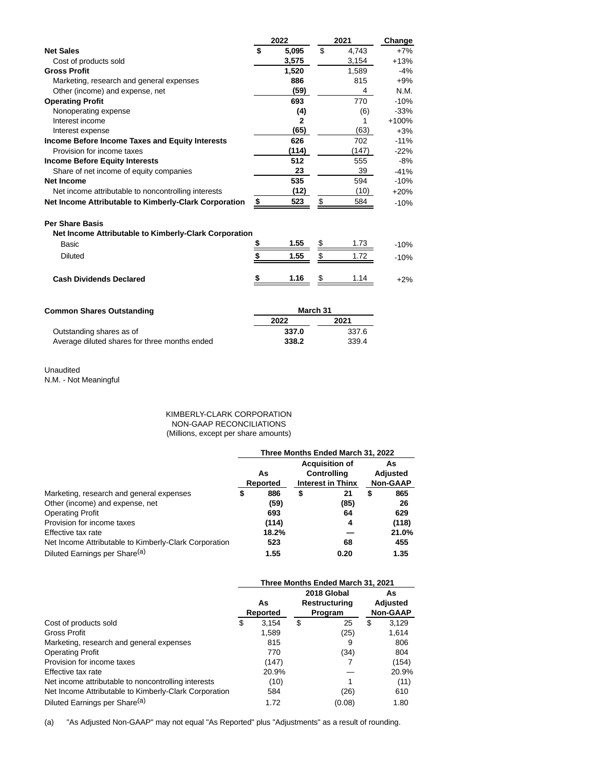| | 2022 | 2021 | Change |
|---|---|---|---|
| **Net Sales** | **$ 5,095** | $ 4,743 | +7% |
| Cost of products sold | **3,575** | 3,154 | +13% |
| **Gross Profit** | **1,520** | 1,589 | -4% |
| Marketing, research and general expenses | **886** | 815 | +9% |
| Other (income) and expense, net | **(59)** | 4 | N.M. |
| **Operating Profit** | **693** | 770 | -10% |
| Nonoperating expense | **(4)** | (6) | -33% |
| Interest income | **2** | 1 | +100% |
| Interest expense | **(65)** | (63) | +3% |
| **Income Before Income Taxes and Equity Interests** | **626** | 702 | -11% |
| Provision for income taxes | **(114)** | (147) | -22% |
| **Income Before Equity Interests** | **512** | 555 | -8% |
| Share of net income of equity companies | **23** | 39 | -41% |
| **Net Income** | **535** | 594 | -10% |
| Net income attributable to noncontrolling interests | **(12)** | (10) | +20% |
| **Net Income Attributable to Kimberly-Clark Corporation** | **$ 523** | $ 584 | -10% |
| | | | |
| **Per Share Basis** | | | |
| **Net Income Attributable to Kimberly-Clark Corporation** | | | |
| Basic | **$ 1.55** | $ 1.73 | -10% |
| Diluted | **$ 1.55** | $ 1.72 | -10% |
| | | | |
| **Cash Dividends Declared** | **$ 1.16** | $ 1.14 | +2% |

| **Common Shares Outstanding** | March 31 | |
|---|---|---|
| | **2022** | **2021** |
| Outstanding shares as of | **337.0** | 337.6 |
| Average diluted shares for three months ended | **338.2** | 339.4 |

Unaudited

N.M. - Not Meaningful

KIMBERLY-CLARK CORPORATION
NON-GAAP RECONCILIATIONS
(Millions, except per share amounts)

| | Three Months Ended March 31, 2022 | | |
|---|---|---|---|
| | **As Reported** | **Acquisition of Controlling Interest in Thinx** | **As Adjusted Non-GAAP** |
| Marketing, research and general expenses | **$ 886** | **$ 21** | **$ 865** |
| Other (income) and expense, net | **(59)** | **(85)** | **26** |
| Operating Profit | **693** | **64** | **629** |
| Provision for income taxes | **(114)** | **4** | **(118)** |
| Effective tax rate | **18.2%** | **—** | **21.0%** |
| Net Income Attributable to Kimberly-Clark Corporation | **523** | **68** | **455** |
| Diluted Earnings per Share[(a)] | **1.55** | **0.20** | **1.35** |

| | Three Months Ended March 31, 2021 | | |
|---|---|---|---|
| | **As Reported** | **2018 Global Restructuring Program** | **As Adjusted Non-GAAP** |
| Cost of products sold | $ 3,154 | $ 25 | $ 3,129 |
| Gross Profit | 1,589 | (25) | 1,614 |
| Marketing, research and general expenses | 815 | 9 | 806 |
| Operating Profit | 770 | (34) | 804 |
| Provision for income taxes | (147) | 7 | (154) |
| Effective tax rate | 20.9% | — | 20.9% |
| Net income attributable to noncontrolling interests | (10) | 1 | (11) |
| Net Income Attributable to Kimberly-Clark Corporation | 584 | (26) | 610 |
| Diluted Earnings per Share[(a)] | 1.72 | (0.08) | 1.80 |

(a) "As Adjusted Non-GAAP" may not equal "As Reported" plus "Adjustments" as a result of rounding.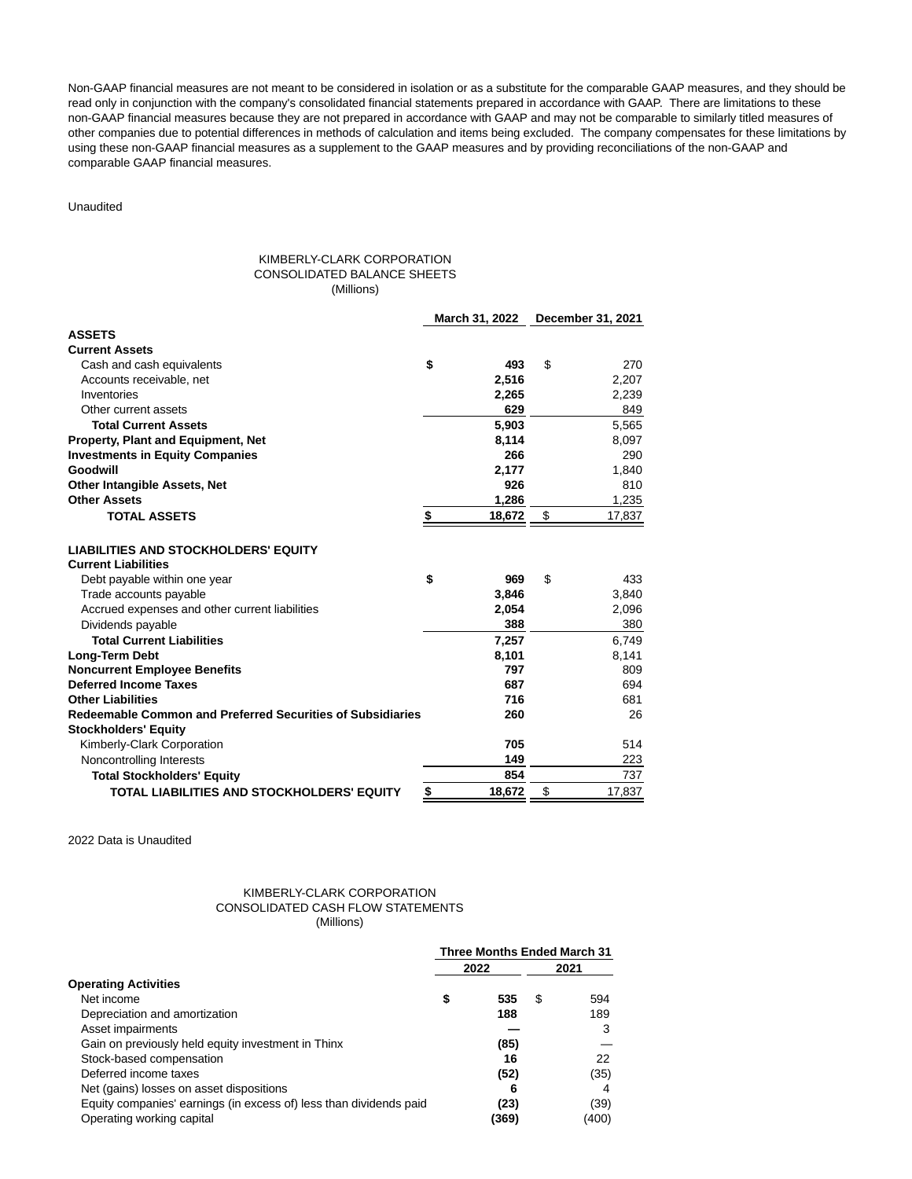Non-GAAP financial measures are not meant to be considered in isolation or as a substitute for the comparable GAAP measures, and they should be read only in conjunction with the company's consolidated financial statements prepared in accordance with GAAP. There are limitations to these non-GAAP financial measures because they are not prepared in accordance with GAAP and may not be comparable to similarly titled measures of other companies due to potential differences in methods of calculation and items being excluded. The company compensates for these limitations by using these non-GAAP financial measures as a supplement to the GAAP measures and by providing reconciliations of the non-GAAP and comparable GAAP financial measures.

Unaudited

KIMBERLY-CLARK CORPORATION
CONSOLIDATED BALANCE SHEETS
(Millions)

| | March 31, 2022 | December 31, 2021 |
|---|---|---|
| **ASSETS** | | |
| **Current Assets** | | |
| Cash and cash equivalents | **$ 493** | $ 270 |
| Accounts receivable, net | **2,516** | 2,207 |
| Inventories | **2,265** | 2,239 |
| Other current assets | **629** | 849 |
| **Total Current Assets** | **5,903** | 5,565 |
| **Property, Plant and Equipment, Net** | **8,114** | 8,097 |
| **Investments in Equity Companies** | **266** | 290 |
| **Goodwill** | **2,177** | 1,840 |
| **Other Intangible Assets, Net** | **926** | 810 |
| **Other Assets** | **1,286** | 1,235 |
| **TOTAL ASSETS** | **$ 18,672** | $ 17,837 |
| | | |
| **LIABILITIES AND STOCKHOLDERS' EQUITY** | | |
| **Current Liabilities** | | |
| Debt payable within one year | **$ 969** | $ 433 |
| Trade accounts payable | **3,846** | 3,840 |
| Accrued expenses and other current liabilities | **2,054** | 2,096 |
| Dividends payable | **388** | 380 |
| **Total Current Liabilities** | **7,257** | 6,749 |
| **Long-Term Debt** | **8,101** | 8,141 |
| **Noncurrent Employee Benefits** | **797** | 809 |
| **Deferred Income Taxes** | **687** | 694 |
| **Other Liabilities** | **716** | 681 |
| **Redeemable Common and Preferred Securities of Subsidiaries** | **260** | 26 |
| **Stockholders' Equity** | | |
| Kimberly-Clark Corporation | **705** | 514 |
| Noncontrolling Interests | **149** | 223 |
| **Total Stockholders' Equity** | **854** | 737 |
| **TOTAL LIABILITIES AND STOCKHOLDERS' EQUITY** | **$ 18,672** | $ 17,837 |

2022 Data is Unaudited

KIMBERLY-CLARK CORPORATION
CONSOLIDATED CASH FLOW STATEMENTS
(Millions)

| | Three Months Ended March 31 | |
|---|---|---|
| | 2022 | 2021 |
| **Operating Activities** | | |
| Net income | **$ 535** | $ 594 |
| Depreciation and amortization | **188** | 189 |
| Asset impairments | **—** | 3 |
| Gain on previously held equity investment in Thinx | **(85)** | — |
| Stock-based compensation | **16** | 22 |
| Deferred income taxes | **(52)** | (35) |
| Net (gains) losses on asset dispositions | **6** | 4 |
| Equity companies' earnings (in excess of) less than dividends paid | **(23)** | (39) |
| Operating working capital | **(369)** | (400) |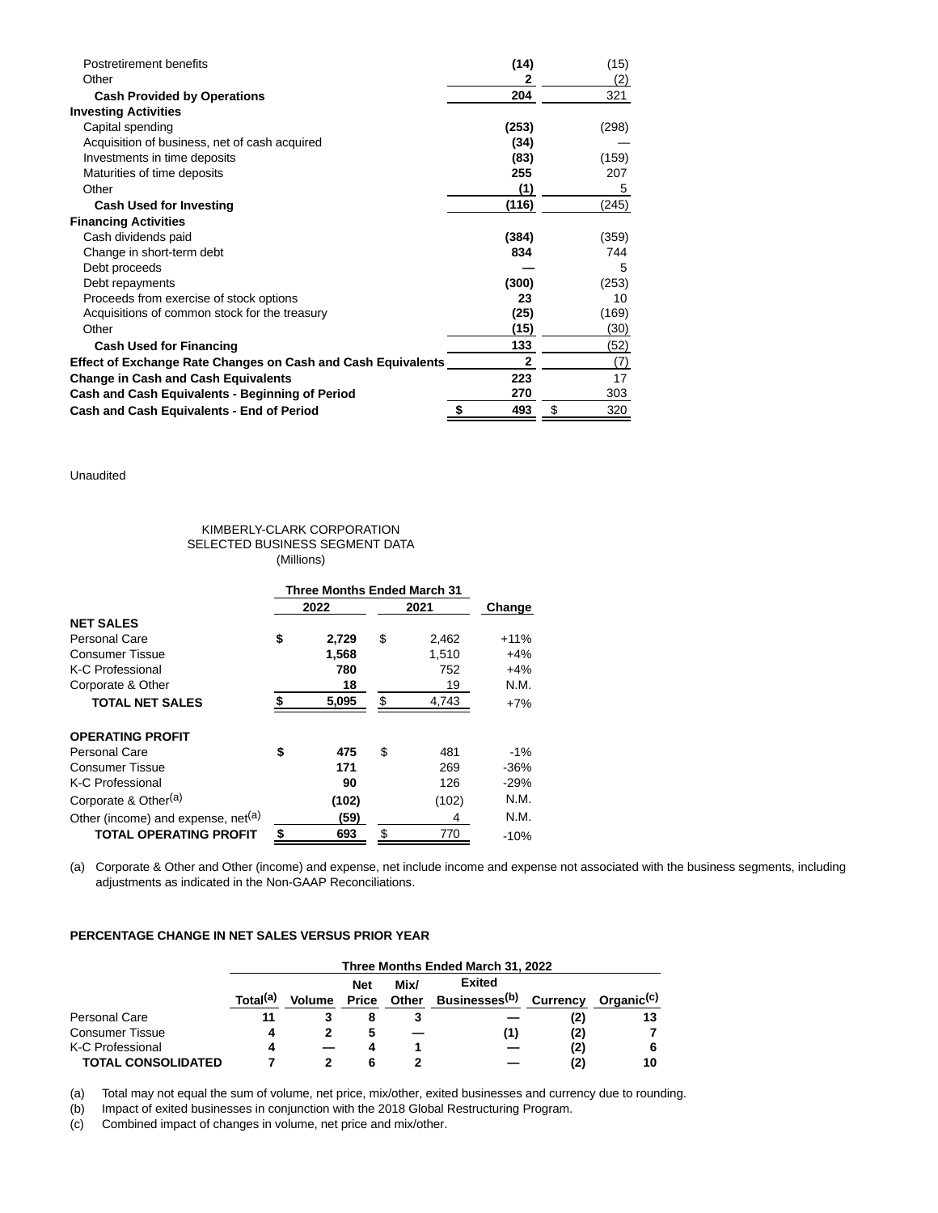| | | |
|---|---|---|
| Postretirement benefits | **(14)** | (15) |
| Other | **2** | (2) |
| **Cash Provided by Operations** | **204** | 321 |
| **Investing Activities** | | |
| Capital spending | **(253)** | (298) |
| Acquisition of business, net of cash acquired | **(34)** | — |
| Investments in time deposits | **(83)** | (159) |
| Maturities of time deposits | **255** | 207 |
| Other | **(1)** | 5 |
| **Cash Used for Investing** | **(116)** | (245) |
| **Financing Activities** | | |
| Cash dividends paid | **(384)** | (359) |
| Change in short-term debt | **834** | 744 |
| Debt proceeds | **—** | 5 |
| Debt repayments | **(300)** | (253) |
| Proceeds from exercise of stock options | **23** | 10 |
| Acquisitions of common stock for the treasury | **(25)** | (169) |
| Other | **(15)** | (30) |
| **Cash Used for Financing** | **133** | (52) |
| **Effect of Exchange Rate Changes on Cash and Cash Equivalents** | **2** | (7) |
| **Change in Cash and Cash Equivalents** | **223** | 17 |
| **Cash and Cash Equivalents - Beginning of Period** | **270** | 303 |
| **Cash and Cash Equivalents - End of Period** | **$ 493** | $ 320 |

Unaudited

KIMBERLY-CLARK CORPORATION
SELECTED BUSINESS SEGMENT DATA
(Millions)

| | Three Months Ended March 31 | | |
|---|---|---|---|
| | **2022** | **2021** | **Change** |
| **NET SALES** | | | |
| Personal Care | **$ 2,729** | $ 2,462 | +11% |
| Consumer Tissue | **1,568** | 1,510 | +4% |
| K-C Professional | **780** | 752 | +4% |
| Corporate & Other | **18** | 19 | N.M. |
| **TOTAL NET SALES** | **$ 5,095** | $ 4,743 | +7% |
| | | | |
| **OPERATING PROFIT** | | | |
| Personal Care | **$ 475** | $ 481 | -1% |
| Consumer Tissue | **171** | 269 | -36% |
| K-C Professional | **90** | 126 | -29% |
| Corporate & Other[(a)] | **(102)** | (102) | N.M. |
| Other (income) and expense, net[(a)] | **(59)** | 4 | N.M. |
| **TOTAL OPERATING PROFIT** | **$ 693** | $ 770 | -10% |

(a) Corporate & Other and Other (income) and expense, net include income and expense not associated with the business segments, including adjustments as indicated in the Non-GAAP Reconciliations.

**PERCENTAGE CHANGE IN NET SALES VERSUS PRIOR YEAR**

| | Three Months Ended March 31, 2022 | | | | | | |
|---|---|---|---|---|---|---|---|
| | **Total[(a)]** | **Volume** | **Net Price** | **Mix/ Other** | **Exited Businesses[(b)]** | **Currency** | **Organic[(c)]** |
| Personal Care | **11** | **3** | **8** | **3** | **—** | **(2)** | **13** |
| Consumer Tissue | **4** | **2** | **5** | **—** | **(1)** | **(2)** | **7** |
| K-C Professional | **4** | **—** | **4** | **1** | **—** | **(2)** | **6** |
| **TOTAL CONSOLIDATED** | **7** | **2** | **6** | **2** | **—** | **(2)** | **10** |

(a) Total may not equal the sum of volume, net price, mix/other, exited businesses and currency due to rounding.
(b) Impact of exited businesses in conjunction with the 2018 Global Restructuring Program.
(c) Combined impact of changes in volume, net price and mix/other.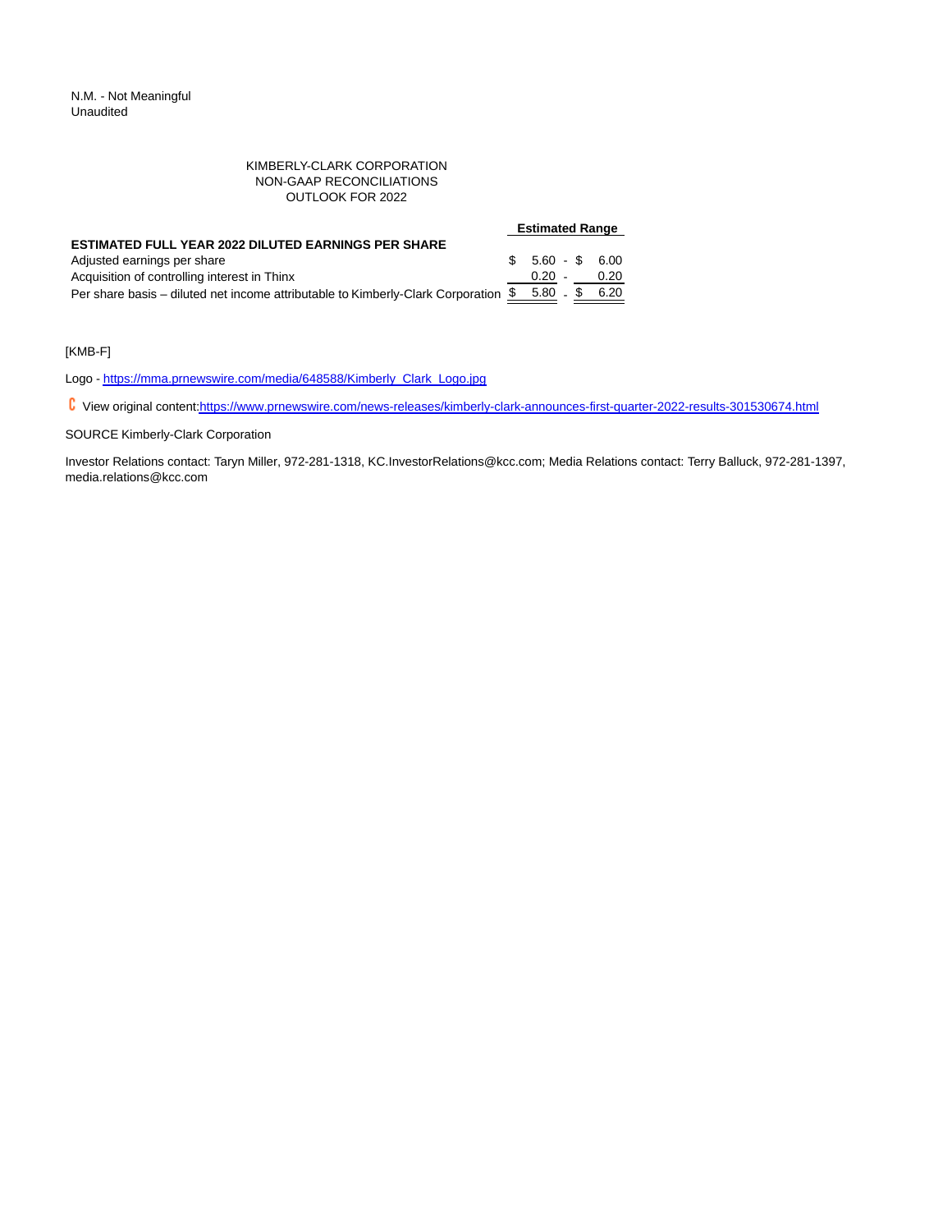N.M. - Not Meaningful
Unaudited

KIMBERLY-CLARK CORPORATION
NON-GAAP RECONCILIATIONS
OUTLOOK FOR 2022

| | Estimated Range | | |
|---|---|---|---|
| **ESTIMATED FULL YEAR 2022 DILUTED EARNINGS PER SHARE** | | | |
| Adjusted earnings per share | $ 5.60 | - | $ 6.00 |
| Acquisition of controlling interest in Thinx | 0.20 | - | 0.20 |
| Per share basis – diluted net income attributable to Kimberly-Clark Corporation | $ 5.80 | - | $ 6.20 |

[KMB-F]

Logo - https://mma.prnewswire.com/media/648588/Kimberly_Clark_Logo.jpg

View original content:https://www.prnewswire.com/news-releases/kimberly-clark-announces-first-quarter-2022-results-301530674.html

SOURCE Kimberly-Clark Corporation

Investor Relations contact: Taryn Miller, 972-281-1318, KC.InvestorRelations@kcc.com; Media Relations contact: Terry Balluck, 972-281-1397, media.relations@kcc.com